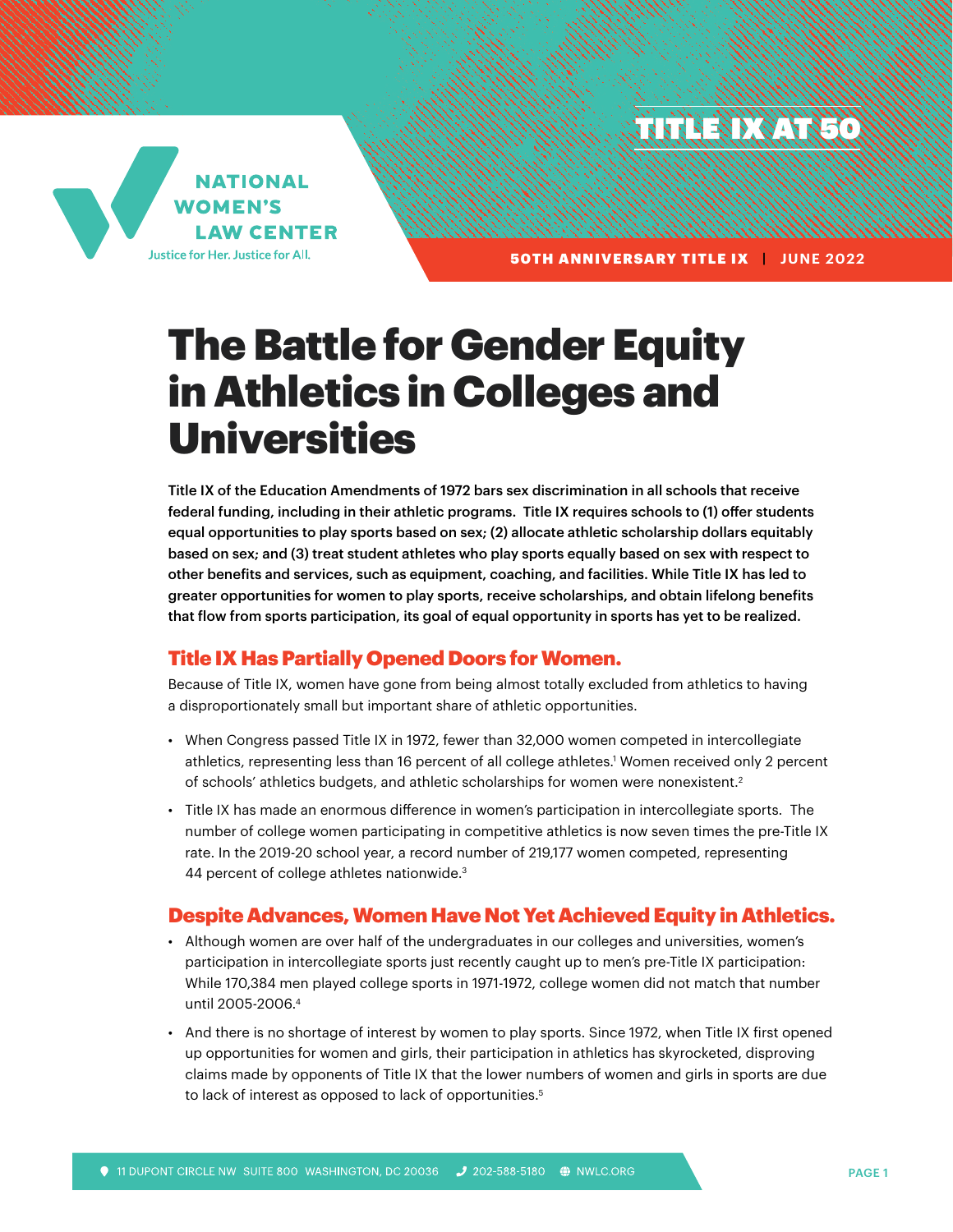NATIONAL WOMEN'S LAW CENTER
Justice for Her. Justice for All.

TITLE IX AT 50

50TH ANNIVERSARY TITLE IX | JUNE 2022

# The Battle for Gender Equity in Athletics in Colleges and Universities

**Title IX of the Education Amendments of 1972 bars sex discrimination in all schools that receive federal funding, including in their athletic programs. Title IX requires schools to (1) offer students equal opportunities to play sports based on sex; (2) allocate athletic scholarship dollars equitably based on sex; and (3) treat student athletes who play sports equally based on sex with respect to other benefits and services, such as equipment, coaching, and facilities. While Title IX has led to greater opportunities for women to play sports, receive scholarships, and obtain lifelong benefits that flow from sports participation, its goal of equal opportunity in sports has yet to be realized.**

## Title IX Has Partially Opened Doors for Women.

Because of Title IX, women have gone from being almost totally excluded from athletics to having a disproportionately small but important share of athletic opportunities.

- When Congress passed Title IX in 1972, fewer than 32,000 women competed in intercollegiate athletics, representing less than 16 percent of all college athletes.[1] Women received only 2 percent of schools' athletics budgets, and athletic scholarships for women were nonexistent.[2]
- Title IX has made an enormous difference in women's participation in intercollegiate sports. The number of college women participating in competitive athletics is now seven times the pre-Title IX rate. In the 2019-20 school year, a record number of 219,177 women competed, representing 44 percent of college athletes nationwide.[3]

## Despite Advances, Women Have Not Yet Achieved Equity in Athletics.

- Although women are over half of the undergraduates in our colleges and universities, women's participation in intercollegiate sports just recently caught up to men's pre-Title IX participation: While 170,384 men played college sports in 1971-1972, college women did not match that number until 2005-2006.[4]
- And there is no shortage of interest by women to play sports. Since 1972, when Title IX first opened up opportunities for women and girls, their participation in athletics has skyrocketed, disproving claims made by opponents of Title IX that the lower numbers of women and girls in sports are due to lack of interest as opposed to lack of opportunities.[5]

11 DUPONT CIRCLE NW SUITE 800 WASHINGTON, DC 20036 | 202-588-5180 | NWLC.ORG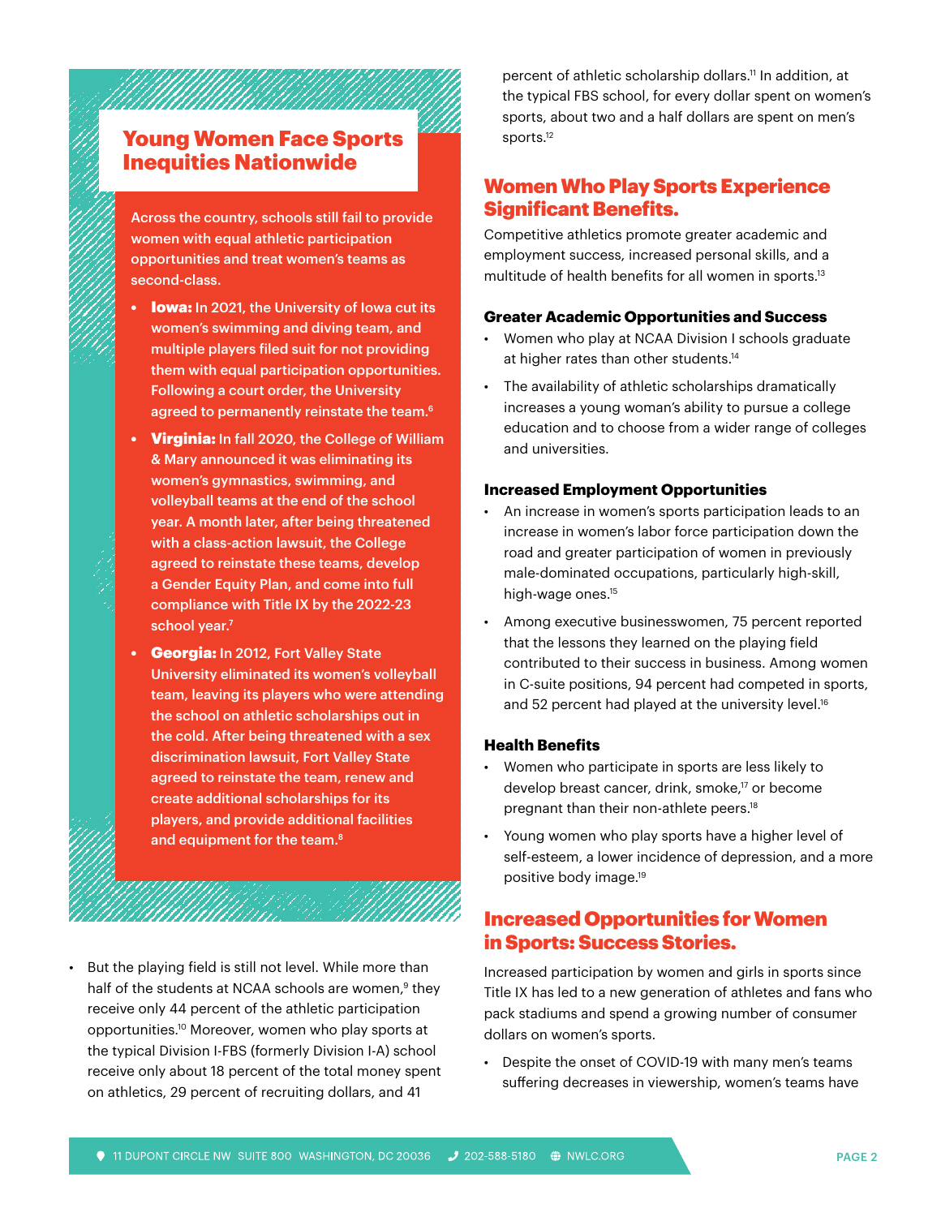## Young Women Face Sports Inequities Nationwide

Across the country, schools still fail to provide women with equal athletic participation opportunities and treat women's teams as second-class.

- **Iowa:** In 2021, the University of Iowa cut its women's swimming and diving team, and multiple players filed suit for not providing them with equal participation opportunities. Following a court order, the University agreed to permanently reinstate the team.[6]
- **Virginia:** In fall 2020, the College of William & Mary announced it was eliminating its women's gymnastics, swimming, and volleyball teams at the end of the school year. A month later, after being threatened with a class-action lawsuit, the College agreed to reinstate these teams, develop a Gender Equity Plan, and come into full compliance with Title IX by the 2022-23 school year.[7]
- **Georgia:** In 2012, Fort Valley State University eliminated its women's volleyball team, leaving its players who were attending the school on athletic scholarships out in the cold. After being threatened with a sex discrimination lawsuit, Fort Valley State agreed to reinstate the team, renew and create additional scholarships for its players, and provide additional facilities and equipment for the team.[8]

- But the playing field is still not level. While more than half of the students at NCAA schools are women,[9] they receive only 44 percent of the athletic participation opportunities.[10] Moreover, women who play sports at the typical Division I-FBS (formerly Division I-A) school receive only about 18 percent of the total money spent on athletics, 29 percent of recruiting dollars, and 41 percent of athletic scholarship dollars.[11] In addition, at the typical FBS school, for every dollar spent on women's sports, about two and a half dollars are spent on men's sports.[12]

## Women Who Play Sports Experience Significant Benefits.

Competitive athletics promote greater academic and employment success, increased personal skills, and a multitude of health benefits for all women in sports.[13]

### Greater Academic Opportunities and Success

- Women who play at NCAA Division I schools graduate at higher rates than other students.[14]
- The availability of athletic scholarships dramatically increases a young woman's ability to pursue a college education and to choose from a wider range of colleges and universities.

### Increased Employment Opportunities

- An increase in women's sports participation leads to an increase in women's labor force participation down the road and greater participation of women in previously male-dominated occupations, particularly high-skill, high-wage ones.[15]
- Among executive businesswomen, 75 percent reported that the lessons they learned on the playing field contributed to their success in business. Among women in C-suite positions, 94 percent had competed in sports, and 52 percent had played at the university level.[16]

### Health Benefits

- Women who participate in sports are less likely to develop breast cancer, drink, smoke,[17] or become pregnant than their non-athlete peers.[18]
- Young women who play sports have a higher level of self-esteem, a lower incidence of depression, and a more positive body image.[19]

## Increased Opportunities for Women in Sports: Success Stories.

Increased participation by women and girls in sports since Title IX has led to a new generation of athletes and fans who pack stadiums and spend a growing number of consumer dollars on women's sports.

- Despite the onset of COVID-19 with many men's teams suffering decreases in viewership, women's teams have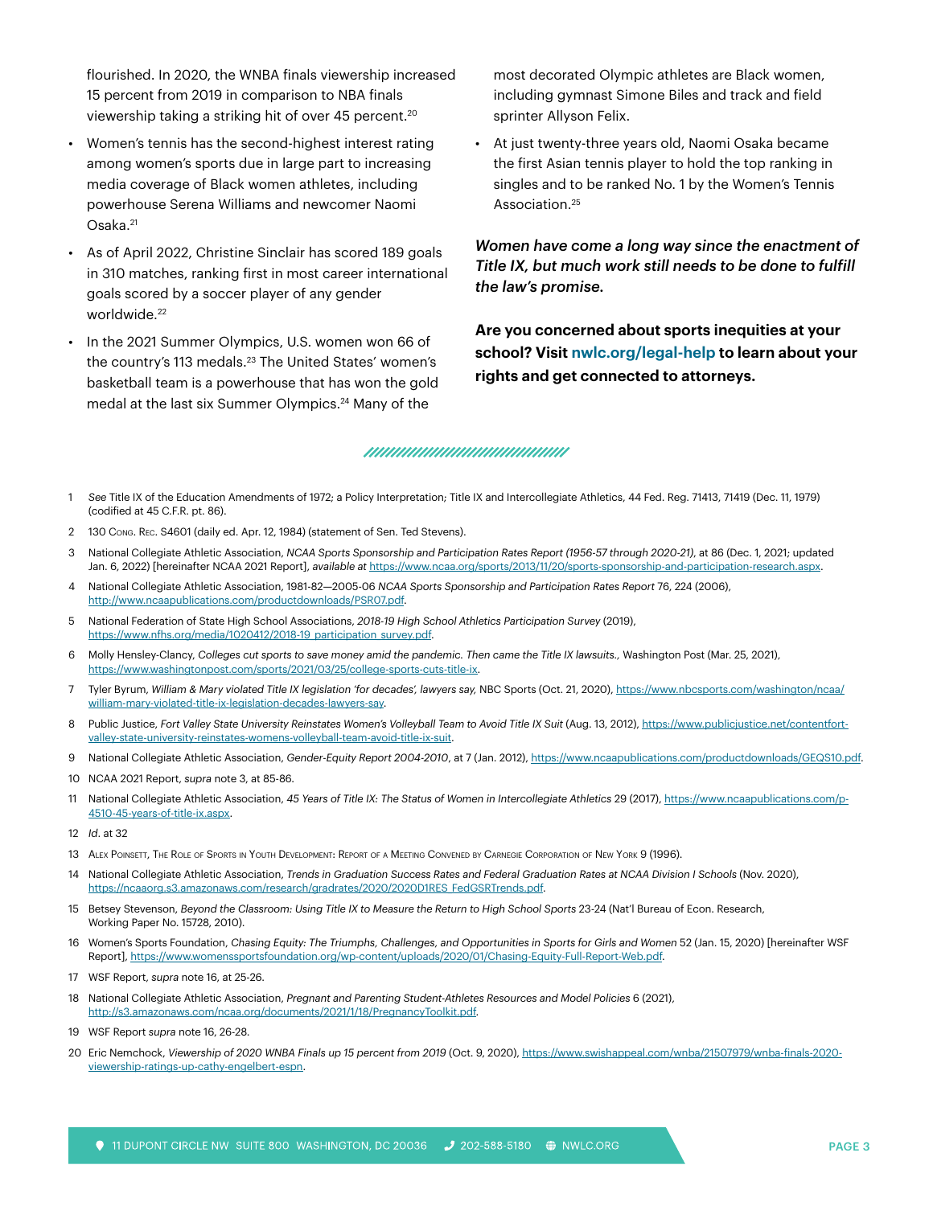flourished. In 2020, the WNBA finals viewership increased 15 percent from 2019 in comparison to NBA finals viewership taking a striking hit of over 45 percent.[20]

- Women's tennis has the second-highest interest rating among women's sports due in large part to increasing media coverage of Black women athletes, including powerhouse Serena Williams and newcomer Naomi Osaka.[21]
- As of April 2022, Christine Sinclair has scored 189 goals in 310 matches, ranking first in most career international goals scored by a soccer player of any gender worldwide.[22]
- In the 2021 Summer Olympics, U.S. women won 66 of the country's 113 medals.[23] The United States' women's basketball team is a powerhouse that has won the gold medal at the last six Summer Olympics.[24] Many of the most decorated Olympic athletes are Black women, including gymnast Simone Biles and track and field sprinter Allyson Felix.
- At just twenty-three years old, Naomi Osaka became the first Asian tennis player to hold the top ranking in singles and to be ranked No. 1 by the Women's Tennis Association.[25]

***Women have come a long way since the enactment of Title IX, but much work still needs to be done to fulfill the law's promise.***

**Are you concerned about sports inequities at your school? Visit nwlc.org/legal-help to learn about your rights and get connected to attorneys.**

---

1 *See* Title IX of the Education Amendments of 1972; a Policy Interpretation; Title IX and Intercollegiate Athletics, 44 Fed. Reg. 71413, 71419 (Dec. 11, 1979) (codified at 45 C.F.R. pt. 86).

2 130 Cong. Rec. S4601 (daily ed. Apr. 12, 1984) (statement of Sen. Ted Stevens).

3 National Collegiate Athletic Association, *NCAA Sports Sponsorship and Participation Rates Report (1956-57 through 2020-21)*, at 86 (Dec. 1, 2021; updated Jan. 6, 2022) [hereinafter NCAA 2021 Report], *available at* https://www.ncaa.org/sports/2013/11/20/sports-sponsorship-and-participation-research.aspx.

4 National Collegiate Athletic Association, 1981-82—2005-06 *NCAA Sports Sponsorship and Participation Rates Report* 76, 224 (2006), http://www.ncaapublications.com/productdownloads/PSR07.pdf.

5 National Federation of State High School Associations, *2018-19 High School Athletics Participation Survey* (2019), https://www.nfhs.org/media/1020412/2018-19_participation_survey.pdf.

6 Molly Hensley-Clancy, *Colleges cut sports to save money amid the pandemic. Then came the Title IX lawsuits.*, Washington Post (Mar. 25, 2021), https://www.washingtonpost.com/sports/2021/03/25/college-sports-cuts-title-ix.

7 Tyler Byrum, *William & Mary violated Title IX legislation 'for decades', lawyers say,* NBC Sports (Oct. 21, 2020), https://www.nbcsports.com/washington/ncaa/william-mary-violated-title-ix-legislation-decades-lawyers-say.

8 Public Justice, *Fort Valley State University Reinstates Women's Volleyball Team to Avoid Title IX Suit* (Aug. 13, 2012), https://www.publicjustice.net/contentfort-valley-state-university-reinstates-womens-volleyball-team-avoid-title-ix-suit.

9 National Collegiate Athletic Association, *Gender-Equity Report 2004-2010*, at 7 (Jan. 2012), https://www.ncaapublications.com/productdownloads/GEQS10.pdf.

10 NCAA 2021 Report, *supra* note 3, at 85-86.

11 National Collegiate Athletic Association, *45 Years of Title IX: The Status of Women in Intercollegiate Athletics* 29 (2017), https://www.ncaapublications.com/p-4510-45-years-of-title-ix.aspx.

12 *Id*. at 32

13 Alex Poinsett, The Role of Sports in Youth Development: Report of a Meeting Convened by Carnegie Corporation of New York 9 (1996).

14 National Collegiate Athletic Association, *Trends in Graduation Success Rates and Federal Graduation Rates at NCAA Division I Schools* (Nov. 2020), https://ncaaorg.s3.amazonaws.com/research/gradrates/2020/2020D1RES_FedGSRTrends.pdf.

15 Betsey Stevenson, *Beyond the Classroom: Using Title IX to Measure the Return to High School Sports* 23-24 (Nat'l Bureau of Econ. Research, Working Paper No. 15728, 2010).

16 Women's Sports Foundation, *Chasing Equity: The Triumphs, Challenges, and Opportunities in Sports for Girls and Women* 52 (Jan. 15, 2020) [hereinafter WSF Report], https://www.womenssportsfoundation.org/wp-content/uploads/2020/01/Chasing-Equity-Full-Report-Web.pdf.

17 WSF Report, *supra* note 16, at 25-26.

18 National Collegiate Athletic Association, *Pregnant and Parenting Student-Athletes Resources and Model Policies* 6 (2021), http://s3.amazonaws.com/ncaa.org/documents/2021/1/18/PregnancyToolkit.pdf.

19 WSF Report *supra* note 16, 26-28.

20 Eric Nemchock, *Viewership of 2020 WNBA Finals up 15 percent from 2019* (Oct. 9, 2020), https://www.swishappeal.com/wnba/21507979/wnba-finals-2020-viewership-ratings-up-cathy-engelbert-espn.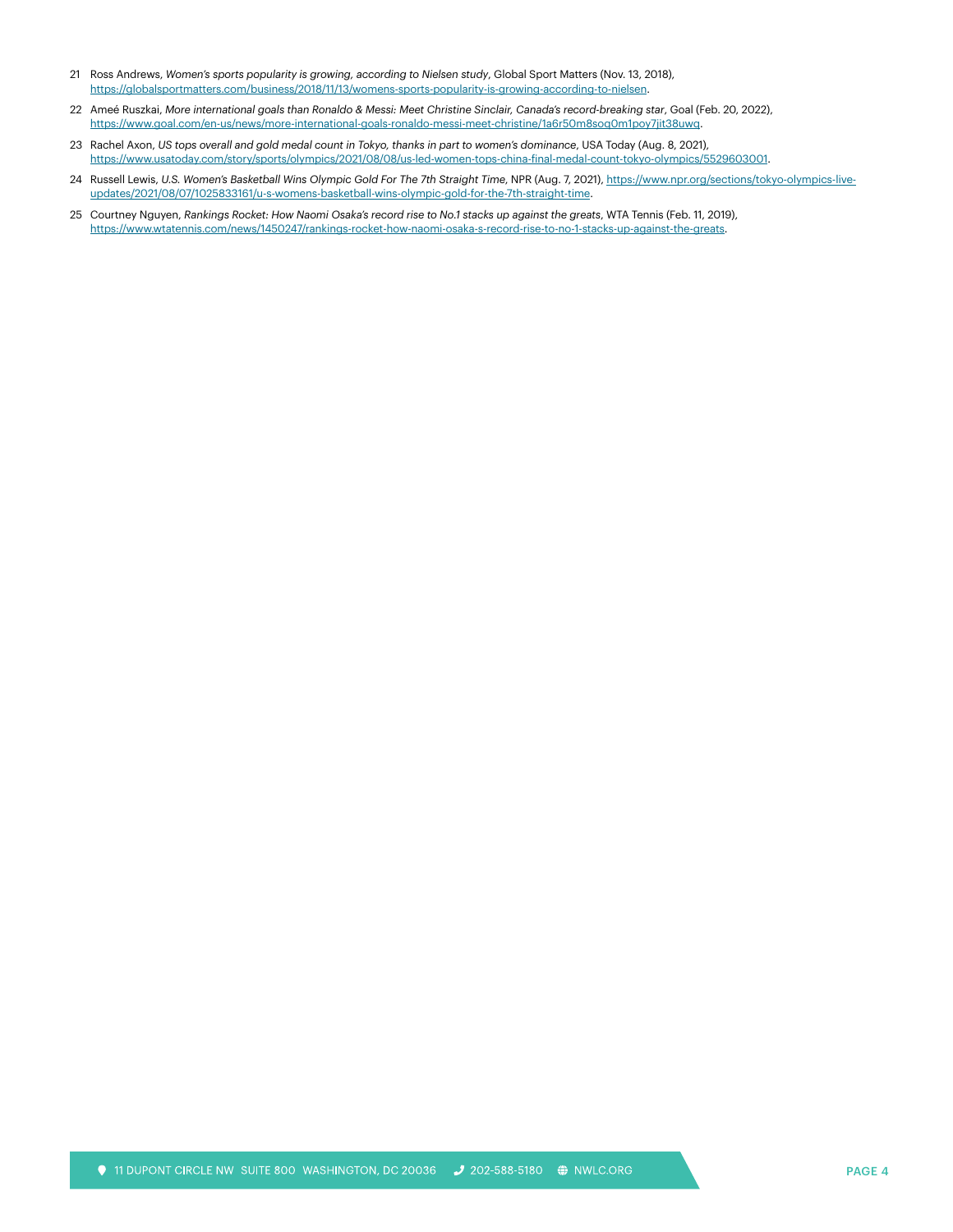21 Ross Andrews, *Women's sports popularity is growing, according to Nielsen study*, Global Sport Matters (Nov. 13, 2018), https://globalsportmatters.com/business/2018/11/13/womens-sports-popularity-is-growing-according-to-nielsen.

22 Ameé Ruszkai, *More international goals than Ronaldo & Messi: Meet Christine Sinclair, Canada's record-breaking star*, Goal (Feb. 20, 2022), https://www.goal.com/en-us/news/more-international-goals-ronaldo-messi-meet-christine/1a6r50m8soq0m1poy7jit38uwq.

23 Rachel Axon, *US tops overall and gold medal count in Tokyo, thanks in part to women's dominance*, USA Today (Aug. 8, 2021), https://www.usatoday.com/story/sports/olympics/2021/08/08/us-led-women-tops-china-final-medal-count-tokyo-olympics/5529603001.

24 Russell Lewis, *U.S. Women's Basketball Wins Olympic Gold For The 7th Straight Time*, NPR (Aug. 7, 2021), https://www.npr.org/sections/tokyo-olympics-live-updates/2021/08/07/1025833161/u-s-womens-basketball-wins-olympic-gold-for-the-7th-straight-time.

25 Courtney Nguyen, *Rankings Rocket: How Naomi Osaka's record rise to No.1 stacks up against the greats*, WTA Tennis (Feb. 11, 2019), https://www.wtatennis.com/news/1450247/rankings-rocket-how-naomi-osaka-s-record-rise-to-no-1-stacks-up-against-the-greats.